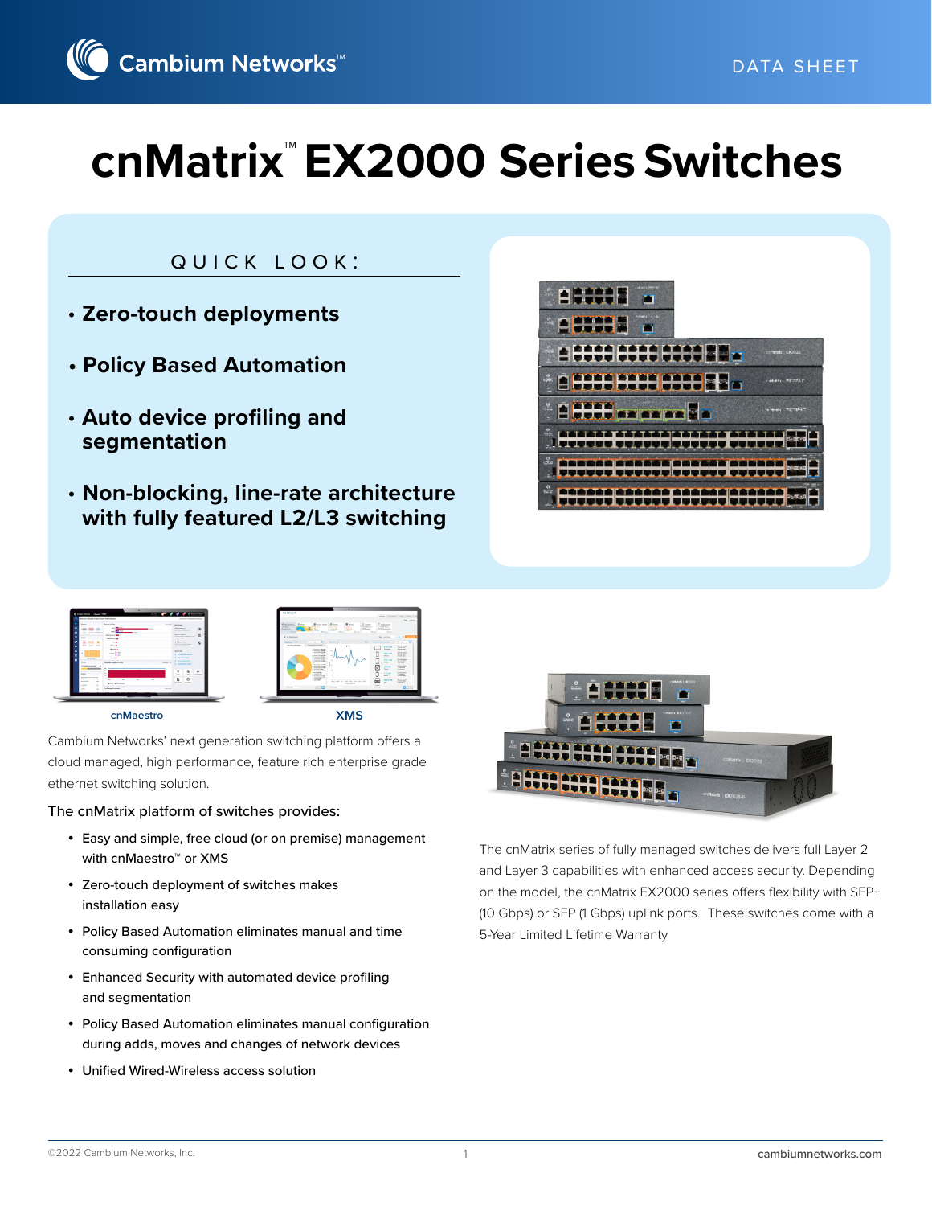# cnMatrix™ EX2000 Series Switches

## QUICK LOOK:

- **Zero-touch deployments**
- **Policy Based Automation**
- **Auto device profiling and segmentation**
- **Non-blocking, line-rate architecture with fully featured L2/L3 switching**

cnMaestro

XMS

Cambium Networks' next generation switching platform offers a cloud managed, high performance, feature rich enterprise grade ethernet switching solution.

The cnMatrix platform of switches provides:

- Easy and simple, free cloud (or on premise) management with cnMaestro™ or XMS
- Zero-touch deployment of switches makes installation easy
- Policy Based Automation eliminates manual and time consuming configuration
- Enhanced Security with automated device profiling and segmentation
- Policy Based Automation eliminates manual configuration during adds, moves and changes of network devices
- Unified Wired-Wireless access solution

The cnMatrix series of fully managed switches delivers full Layer 2 and Layer 3 capabilities with enhanced access security. Depending on the model, the cnMatrix EX2000 series offers flexibility with SFP+ (10 Gbps) or SFP (1 Gbps) uplink ports. These switches come with a 5-Year Limited Lifetime Warranty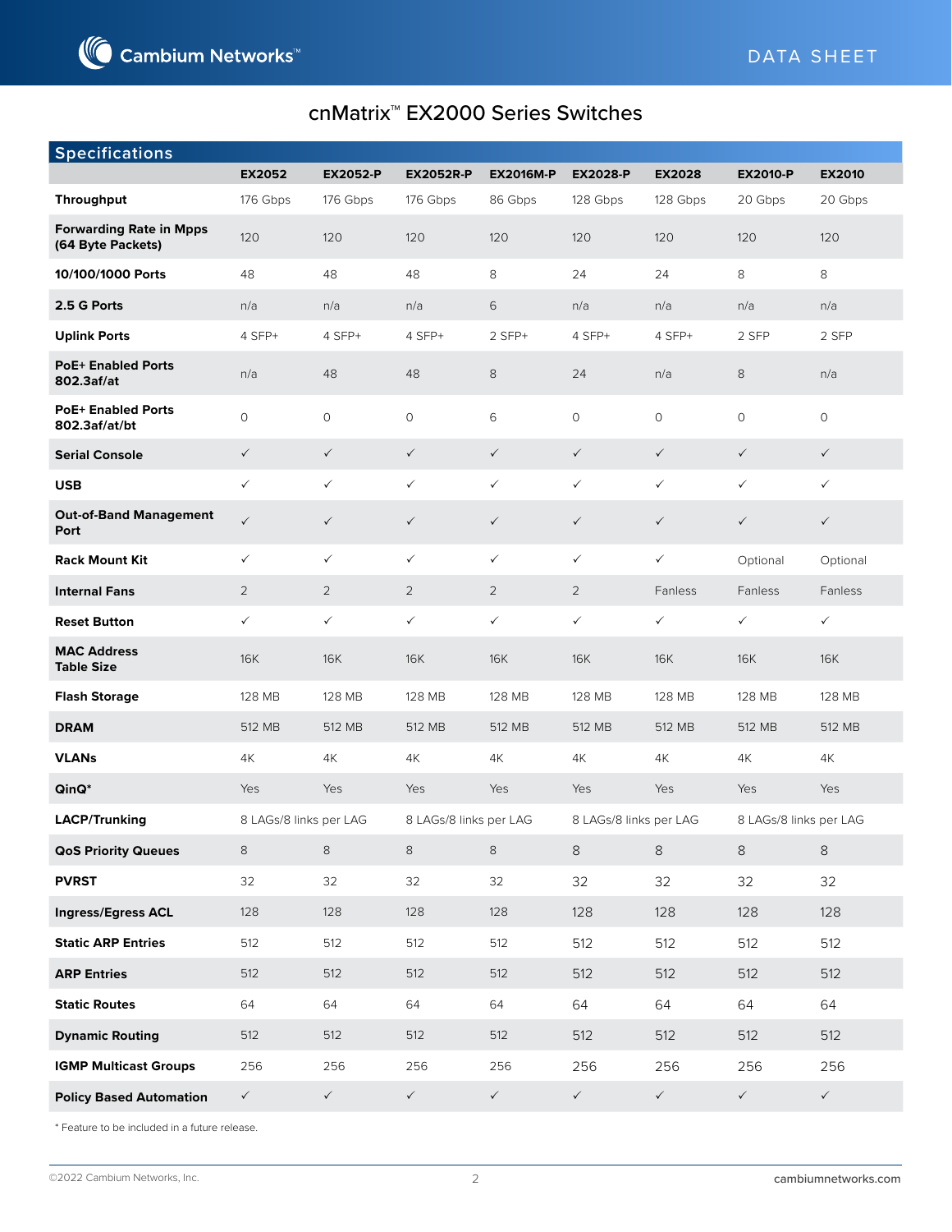# cnMatrix™ EX2000 Series Switches

## Specifications

| | EX2052 | EX2052-P | EX2052R-P | EX2016M-P | EX2028-P | EX2028 | EX2010-P | EX2010 |
|---|---|---|---|---|---|---|---|---|
| **Throughput** | 176 Gbps | 176 Gbps | 176 Gbps | 86 Gbps | 128 Gbps | 128 Gbps | 20 Gbps | 20 Gbps |
| **Forwarding Rate in Mpps (64 Byte Packets)** | 120 | 120 | 120 | 120 | 120 | 120 | 120 | 120 |
| **10/100/1000 Ports** | 48 | 48 | 48 | 8 | 24 | 24 | 8 | 8 |
| **2.5 G Ports** | n/a | n/a | n/a | 6 | n/a | n/a | n/a | n/a |
| **Uplink Ports** | 4 SFP+ | 4 SFP+ | 4 SFP+ | 2 SFP+ | 4 SFP+ | 4 SFP+ | 2 SFP | 2 SFP |
| **PoE+ Enabled Ports 802.3af/at** | n/a | 48 | 48 | 8 | 24 | n/a | 8 | n/a |
| **PoE+ Enabled Ports 802.3af/at/bt** | 0 | 0 | 0 | 6 | 0 | 0 | 0 | 0 |
| **Serial Console** | ✓ | ✓ | ✓ | ✓ | ✓ | ✓ | ✓ | ✓ |
| **USB** | ✓ | ✓ | ✓ | ✓ | ✓ | ✓ | ✓ | ✓ |
| **Out-of-Band Management Port** | ✓ | ✓ | ✓ | ✓ | ✓ | ✓ | ✓ | ✓ |
| **Rack Mount Kit** | ✓ | ✓ | ✓ | ✓ | ✓ | ✓ | Optional | Optional |
| **Internal Fans** | 2 | 2 | 2 | 2 | 2 | Fanless | Fanless | Fanless |
| **Reset Button** | ✓ | ✓ | ✓ | ✓ | ✓ | ✓ | ✓ | ✓ |
| **MAC Address Table Size** | 16K | 16K | 16K | 16K | 16K | 16K | 16K | 16K |
| **Flash Storage** | 128 MB | 128 MB | 128 MB | 128 MB | 128 MB | 128 MB | 128 MB | 128 MB |
| **DRAM** | 512 MB | 512 MB | 512 MB | 512 MB | 512 MB | 512 MB | 512 MB | 512 MB |
| **VLANs** | 4K | 4K | 4K | 4K | 4K | 4K | 4K | 4K |
| **QinQ*** | Yes | Yes | Yes | Yes | Yes | Yes | Yes | Yes |
| **LACP/Trunking** | 8 LAGs/8 links per LAG | | 8 LAGs/8 links per LAG | | 8 LAGs/8 links per LAG | | 8 LAGs/8 links per LAG | |
| **QoS Priority Queues** | 8 | 8 | 8 | 8 | 8 | 8 | 8 | 8 |
| **PVRST** | 32 | 32 | 32 | 32 | 32 | 32 | 32 | 32 |
| **Ingress/Egress ACL** | 128 | 128 | 128 | 128 | 128 | 128 | 128 | 128 |
| **Static ARP Entries** | 512 | 512 | 512 | 512 | 512 | 512 | 512 | 512 |
| **ARP Entries** | 512 | 512 | 512 | 512 | 512 | 512 | 512 | 512 |
| **Static Routes** | 64 | 64 | 64 | 64 | 64 | 64 | 64 | 64 |
| **Dynamic Routing** | 512 | 512 | 512 | 512 | 512 | 512 | 512 | 512 |
| **IGMP Multicast Groups** | 256 | 256 | 256 | 256 | 256 | 256 | 256 | 256 |
| **Policy Based Automation** | ✓ | ✓ | ✓ | ✓ | ✓ | ✓ | ✓ | ✓ |

* Feature to be included in a future release.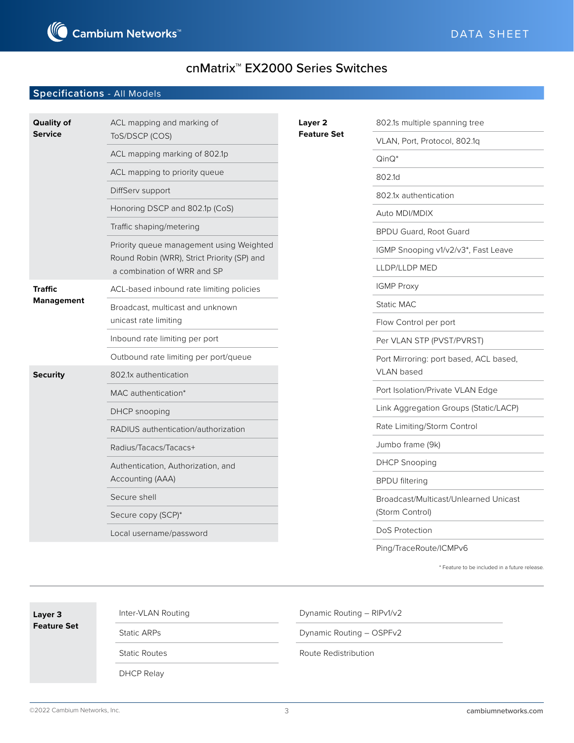# cnMatrix™ EX2000 Series Switches

## Specifications - All Models

| Category | Feature |
|---|---|
| **Quality of Service** | ACL mapping and marking of ToS/DSCP (COS) |
| | ACL mapping marking of 802.1p |
| | ACL mapping to priority queue |
| | DiffServ support |
| | Honoring DSCP and 802.1p (CoS) |
| | Traffic shaping/metering |
| | Priority queue management using Weighted Round Robin (WRR), Strict Priority (SP) and a combination of WRR and SP |
| **Traffic Management** | ACL-based inbound rate limiting policies |
| | Broadcast, multicast and unknown unicast rate limiting |
| | Inbound rate limiting per port |
| | Outbound rate limiting per port/queue |
| **Security** | 802.1x authentication |
| | MAC authentication* |
| | DHCP snooping |
| | RADIUS authentication/authorization |
| | Radius/Tacacs/Tacacs+ |
| | Authentication, Authorization, and Accounting (AAA) |
| | Secure shell |
| | Secure copy (SCP)* |
| | Local username/password |

| Category | Feature |
|---|---|
| **Layer 2 Feature Set** | 802.1s multiple spanning tree |
| | VLAN, Port, Protocol, 802.1q |
| | QinQ* |
| | 802.1d |
| | 802.1x authentication |
| | Auto MDI/MDIX |
| | BPDU Guard, Root Guard |
| | IGMP Snooping v1/v2/v3*, Fast Leave |
| | LLDP/LLDP MED |
| | IGMP Proxy |
| | Static MAC |
| | Flow Control per port |
| | Per VLAN STP (PVST/PVRST) |
| | Port Mirroring: port based, ACL based, VLAN based |
| | Port Isolation/Private VLAN Edge |
| | Link Aggregation Groups (Static/LACP) |
| | Rate Limiting/Storm Control |
| | Jumbo frame (9k) |
| | DHCP Snooping |
| | BPDU filtering |
| | Broadcast/Multicast/Unlearned Unicast (Storm Control) |
| | DoS Protection |
| | Ping/TraceRoute/ICMPv6 |

\* Feature to be included in a future release.

| Category | Feature | Feature |
|---|---|---|
| **Layer 3 Feature Set** | Inter-VLAN Routing | Dynamic Routing – RIPv1/v2 |
| | Static ARPs | Dynamic Routing – OSPFv2 |
| | Static Routes | Route Redistribution |
| | DHCP Relay | |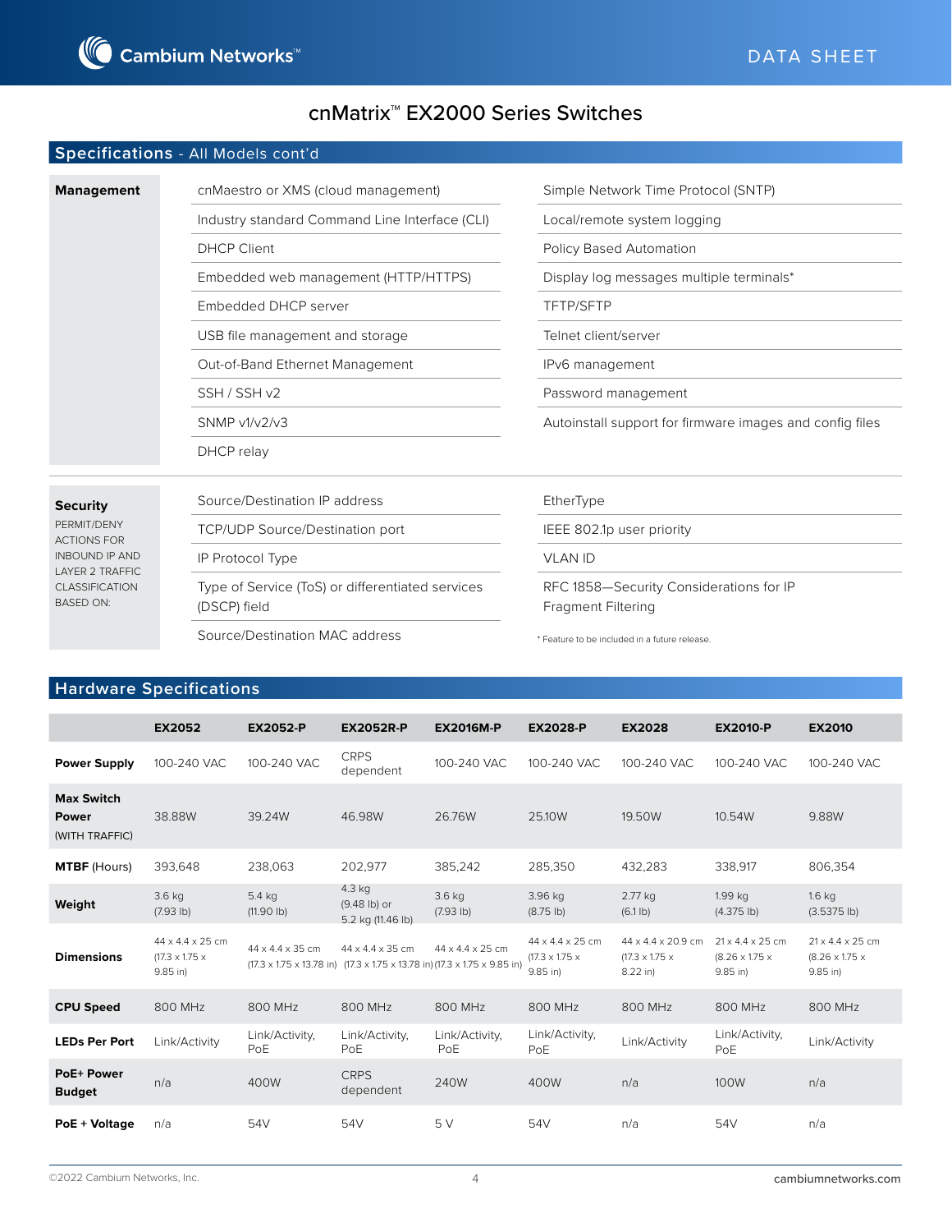# cnMatrix™ EX2000 Series Switches

## Specifications - All Models cont'd

**Management**

- cnMaestro or XMS (cloud management)
- Industry standard Command Line Interface (CLI)
- DHCP Client
- Embedded web management (HTTP/HTTPS)
- Embedded DHCP server
- USB file management and storage
- Out-of-Band Ethernet Management
- SSH / SSH v2
- SNMP v1/v2/v3
- DHCP relay
- Simple Network Time Protocol (SNTP)
- Local/remote system logging
- Policy Based Automation
- Display log messages multiple terminals*
- TFTP/SFTP
- Telnet client/server
- IPv6 management
- Password management
- Autoinstall support for firmware images and config files

**Security**

PERMIT/DENY ACTIONS FOR INBOUND IP AND LAYER 2 TRAFFIC CLASSIFICATION BASED ON:

- Source/Destination IP address
- TCP/UDP Source/Destination port
- IP Protocol Type
- Type of Service (ToS) or differentiated services (DSCP) field
- Source/Destination MAC address
- EtherType
- IEEE 802.1p user priority
- VLAN ID
- RFC 1858—Security Considerations for IP Fragment Filtering

* Feature to be included in a future release.

## Hardware Specifications

| | EX2052 | EX2052-P | EX2052R-P | EX2016M-P | EX2028-P | EX2028 | EX2010-P | EX2010 |
|---|---|---|---|---|---|---|---|---|
| **Power Supply** | 100-240 VAC | 100-240 VAC | CRPS dependent | 100-240 VAC | 100-240 VAC | 100-240 VAC | 100-240 VAC | 100-240 VAC |
| **Max Switch Power** (WITH TRAFFIC) | 38.88W | 39.24W | 46.98W | 26.76W | 25.10W | 19.50W | 10.54W | 9.88W |
| **MTBF** (Hours) | 393,648 | 238,063 | 202,977 | 385,242 | 285,350 | 432,283 | 338,917 | 806,354 |
| **Weight** | 3.6 kg (7.93 lb) | 5.4 kg (11.90 lb) | 4.3 kg (9.48 lb) or 5.2 kg (11.46 lb) | 3.6 kg (7.93 lb) | 3.96 kg (8.75 lb) | 2.77 kg (6.1 lb) | 1.99 kg (4.375 lb) | 1.6 kg (3.5375 lb) |
| **Dimensions** | 44 x 4.4 x 25 cm (17.3 x 1.75 x 9.85 in) | 44 x 4.4 x 35 cm (17.3 x 1.75 x 13.78 in) | 44 x 4.4 x 35 cm (17.3 x 1.75 x 13.78 in) | 44 x 4.4 x 25 cm (17.3 x 1.75 x 9.85 in) | 44 x 4.4 x 25 cm (17.3 x 1.75 x 9.85 in) | 44 x 4.4 x 20.9 cm (17.3 x 1.75 x 8.22 in) | 21 x 4.4 x 25 cm (8.26 x 1.75 x 9.85 in) | 21 x 4.4 x 25 cm (8.26 x 1.75 x 9.85 in) |
| **CPU Speed** | 800 MHz | 800 MHz | 800 MHz | 800 MHz | 800 MHz | 800 MHz | 800 MHz | 800 MHz |
| **LEDs Per Port** | Link/Activity | Link/Activity, PoE | Link/Activity, PoE | Link/Activity, PoE | Link/Activity, PoE | Link/Activity | Link/Activity, PoE | Link/Activity |
| **PoE+ Power Budget** | n/a | 400W | CRPS dependent | 240W | 400W | n/a | 100W | n/a |
| **PoE + Voltage** | n/a | 54V | 54V | 5 V | 54V | n/a | 54V | n/a |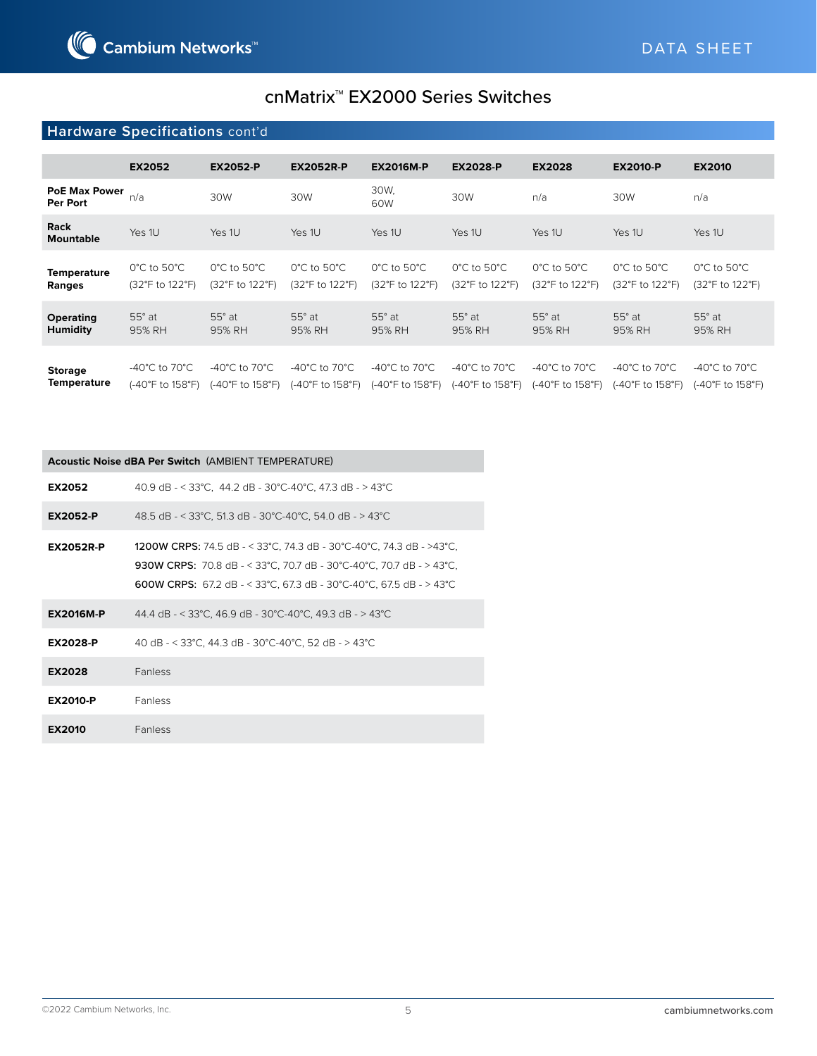# cnMatrix™ EX2000 Series Switches

## Hardware Specifications cont'd

| | EX2052 | EX2052-P | EX2052R-P | EX2016M-P | EX2028-P | EX2028 | EX2010-P | EX2010 |
|---|---|---|---|---|---|---|---|---|
| **PoE Max Power Per Port** | n/a | 30W | 30W | 30W, 60W | 30W | n/a | 30W | n/a |
| **Rack Mountable** | Yes 1U | Yes 1U | Yes 1U | Yes 1U | Yes 1U | Yes 1U | Yes 1U | Yes 1U |
| **Temperature Ranges** | 0°C to 50°C (32°F to 122°F) | 0°C to 50°C (32°F to 122°F) | 0°C to 50°C (32°F to 122°F) | 0°C to 50°C (32°F to 122°F) | 0°C to 50°C (32°F to 122°F) | 0°C to 50°C (32°F to 122°F) | 0°C to 50°C (32°F to 122°F) | 0°C to 50°C (32°F to 122°F) |
| **Operating Humidity** | 55° at 95% RH | 55° at 95% RH | 55° at 95% RH | 55° at 95% RH | 55° at 95% RH | 55° at 95% RH | 55° at 95% RH | 55° at 95% RH |
| **Storage Temperature** | -40°C to 70°C (-40°F to 158°F) | -40°C to 70°C (-40°F to 158°F) | -40°C to 70°C (-40°F to 158°F) | -40°C to 70°C (-40°F to 158°F) | -40°C to 70°C (-40°F to 158°F) | -40°C to 70°C (-40°F to 158°F) | -40°C to 70°C (-40°F to 158°F) | -40°C to 70°C (-40°F to 158°F) |

| **Acoustic Noise dBA Per Switch** (AMBIENT TEMPERATURE) | |
|---|---|
| **EX2052** | 40.9 dB - < 33°C, 44.2 dB - 30°C-40°C, 47.3 dB - > 43°C |
| **EX2052-P** | 48.5 dB - < 33°C, 51.3 dB - 30°C-40°C, 54.0 dB - > 43°C |
| **EX2052R-P** | **1200W CRPS:** 74.5 dB - < 33°C, 74.3 dB - 30°C-40°C, 74.3 dB - >43°C, **930W CRPS:** 70.8 dB - < 33°C, 70.7 dB - 30°C-40°C, 70.7 dB - > 43°C, **600W CRPS:** 67.2 dB - < 33°C, 67.3 dB - 30°C-40°C, 67.5 dB - > 43°C |
| **EX2016M-P** | 44.4 dB - < 33°C, 46.9 dB - 30°C-40°C, 49.3 dB - > 43°C |
| **EX2028-P** | 40 dB - < 33°C, 44.3 dB - 30°C-40°C, 52 dB - > 43°C |
| **EX2028** | Fanless |
| **EX2010-P** | Fanless |
| **EX2010** | Fanless |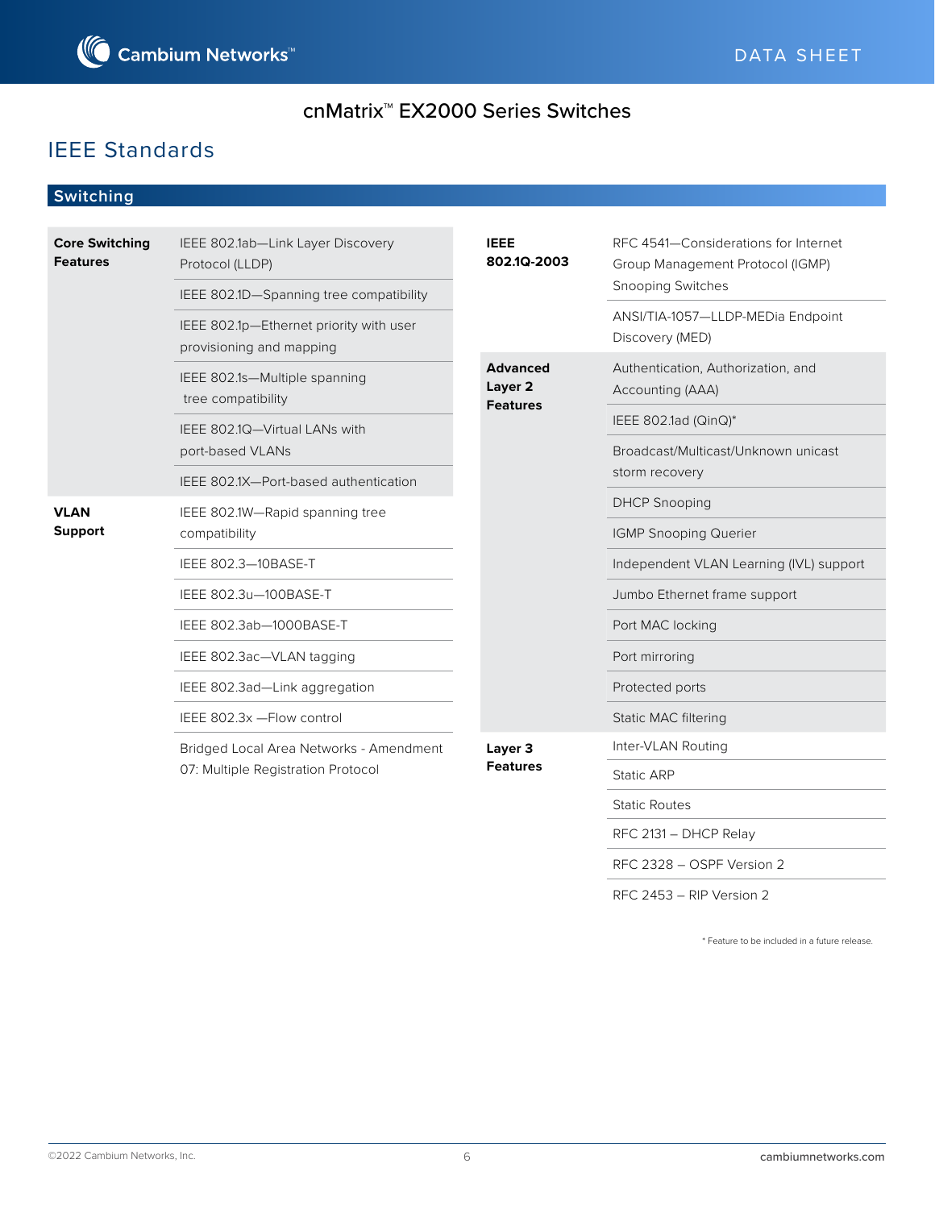cnMatrix™ EX2000 Series Switches

## IEEE Standards

### Switching

| Category | Standard |
|---|---|
| **Core Switching Features** | IEEE 802.1ab—Link Layer Discovery Protocol (LLDP) |
| | IEEE 802.1D—Spanning tree compatibility |
| | IEEE 802.1p—Ethernet priority with user provisioning and mapping |
| | IEEE 802.1s—Multiple spanning tree compatibility |
| | IEEE 802.1Q—Virtual LANs with port-based VLANs |
| | IEEE 802.1X—Port-based authentication |
| **VLAN Support** | IEEE 802.1W—Rapid spanning tree compatibility |
| | IEEE 802.3—10BASE-T |
| | IEEE 802.3u—100BASE-T |
| | IEEE 802.3ab—1000BASE-T |
| | IEEE 802.3ac—VLAN tagging |
| | IEEE 802.3ad—Link aggregation |
| | IEEE 802.3x —Flow control |
| | Bridged Local Area Networks - Amendment 07: Multiple Registration Protocol |
| **IEEE 802.1Q-2003** | RFC 4541—Considerations for Internet Group Management Protocol (IGMP) Snooping Switches |
| | ANSI/TIA-1057—LLDP-MEDia Endpoint Discovery (MED) |
| **Advanced Layer 2 Features** | Authentication, Authorization, and Accounting (AAA) |
| | IEEE 802.1ad (QinQ)* |
| | Broadcast/Multicast/Unknown unicast storm recovery |
| | DHCP Snooping |
| | IGMP Snooping Querier |
| | Independent VLAN Learning (IVL) support |
| | Jumbo Ethernet frame support |
| | Port MAC locking |
| | Port mirroring |
| | Protected ports |
| | Static MAC filtering |
| **Layer 3 Features** | Inter-VLAN Routing |
| | Static ARP |
| | Static Routes |
| | RFC 2131 – DHCP Relay |
| | RFC 2328 – OSPF Version 2 |
| | RFC 2453 – RIP Version 2 |

* Feature to be included in a future release.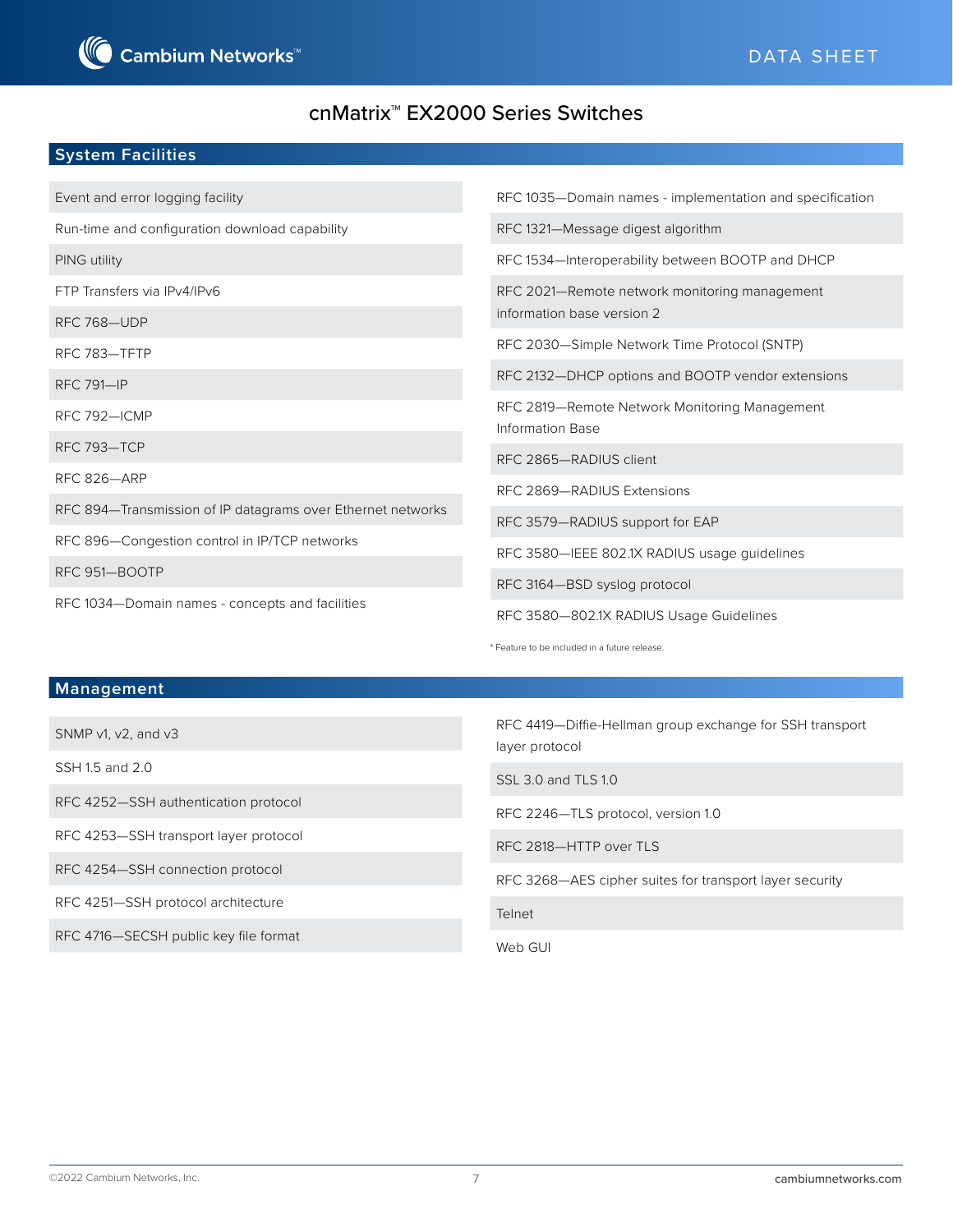# cnMatrix™ EX2000 Series Switches

## System Facilities

- Event and error logging facility
- Run-time and configuration download capability
- PING utility
- FTP Transfers via IPv4/IPv6
- RFC 768—UDP
- RFC 783—TFTP
- RFC 791—IP
- RFC 792—ICMP
- RFC 793—TCP
- RFC 826—ARP
- RFC 894—Transmission of IP datagrams over Ethernet networks
- RFC 896—Congestion control in IP/TCP networks
- RFC 951—BOOTP
- RFC 1034—Domain names - concepts and facilities
- RFC 1035—Domain names - implementation and specification
- RFC 1321—Message digest algorithm
- RFC 1534—Interoperability between BOOTP and DHCP
- RFC 2021—Remote network monitoring management information base version 2
- RFC 2030—Simple Network Time Protocol (SNTP)
- RFC 2132—DHCP options and BOOTP vendor extensions
- RFC 2819—Remote Network Monitoring Management Information Base
- RFC 2865—RADIUS client
- RFC 2869—RADIUS Extensions
- RFC 3579—RADIUS support for EAP
- RFC 3580—IEEE 802.1X RADIUS usage guidelines
- RFC 3164—BSD syslog protocol
- RFC 3580—802.1X RADIUS Usage Guidelines

* Feature to be included in a future release.

## Management

- SNMP v1, v2, and v3
- SSH 1.5 and 2.0
- RFC 4252—SSH authentication protocol
- RFC 4253—SSH transport layer protocol
- RFC 4254—SSH connection protocol
- RFC 4251—SSH protocol architecture
- RFC 4716—SECSH public key file format
- RFC 4419—Diffie-Hellman group exchange for SSH transport layer protocol
- SSL 3.0 and TLS 1.0
- RFC 2246—TLS protocol, version 1.0
- RFC 2818—HTTP over TLS
- RFC 3268—AES cipher suites for transport layer security
- Telnet
- Web GUI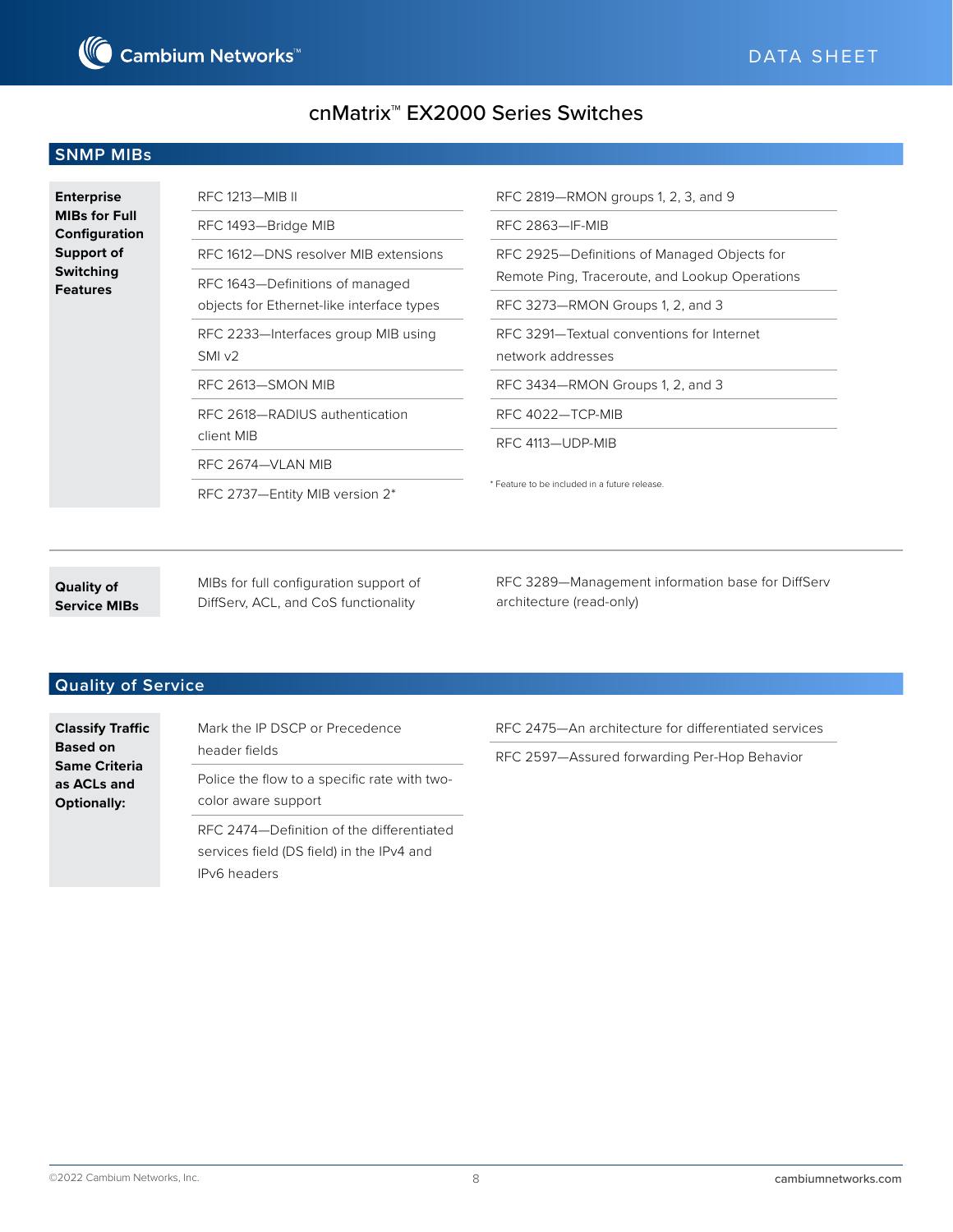# cnMatrix™ EX2000 Series Switches

## SNMP MIBs

**Enterprise MIBs for Full Configuration Support of Switching Features**

- RFC 1213—MIB II
- RFC 1493—Bridge MIB
- RFC 1612—DNS resolver MIB extensions
- RFC 1643—Definitions of managed objects for Ethernet-like interface types
- RFC 2233—Interfaces group MIB using SMI v2
- RFC 2613—SMON MIB
- RFC 2618—RADIUS authentication client MIB
- RFC 2674—VLAN MIB
- RFC 2737—Entity MIB version 2*
- RFC 2819—RMON groups 1, 2, 3, and 9
- RFC 2863—IF-MIB
- RFC 2925—Definitions of Managed Objects for Remote Ping, Traceroute, and Lookup Operations
- RFC 3273—RMON Groups 1, 2, and 3
- RFC 3291—Textual conventions for Internet network addresses
- RFC 3434—RMON Groups 1, 2, and 3
- RFC 4022—TCP-MIB
- RFC 4113—UDP-MIB

* Feature to be included in a future release.

**Quality of Service MIBs**

- MIBs for full configuration support of DiffServ, ACL, and CoS functionality
- RFC 3289—Management information base for DiffServ architecture (read-only)

## Quality of Service

**Classify Traffic Based on Same Criteria as ACLs and Optionally:**

- Mark the IP DSCP or Precedence header fields
- Police the flow to a specific rate with two-color aware support
- RFC 2474—Definition of the differentiated services field (DS field) in the IPv4 and IPv6 headers
- RFC 2475—An architecture for differentiated services
- RFC 2597—Assured forwarding Per-Hop Behavior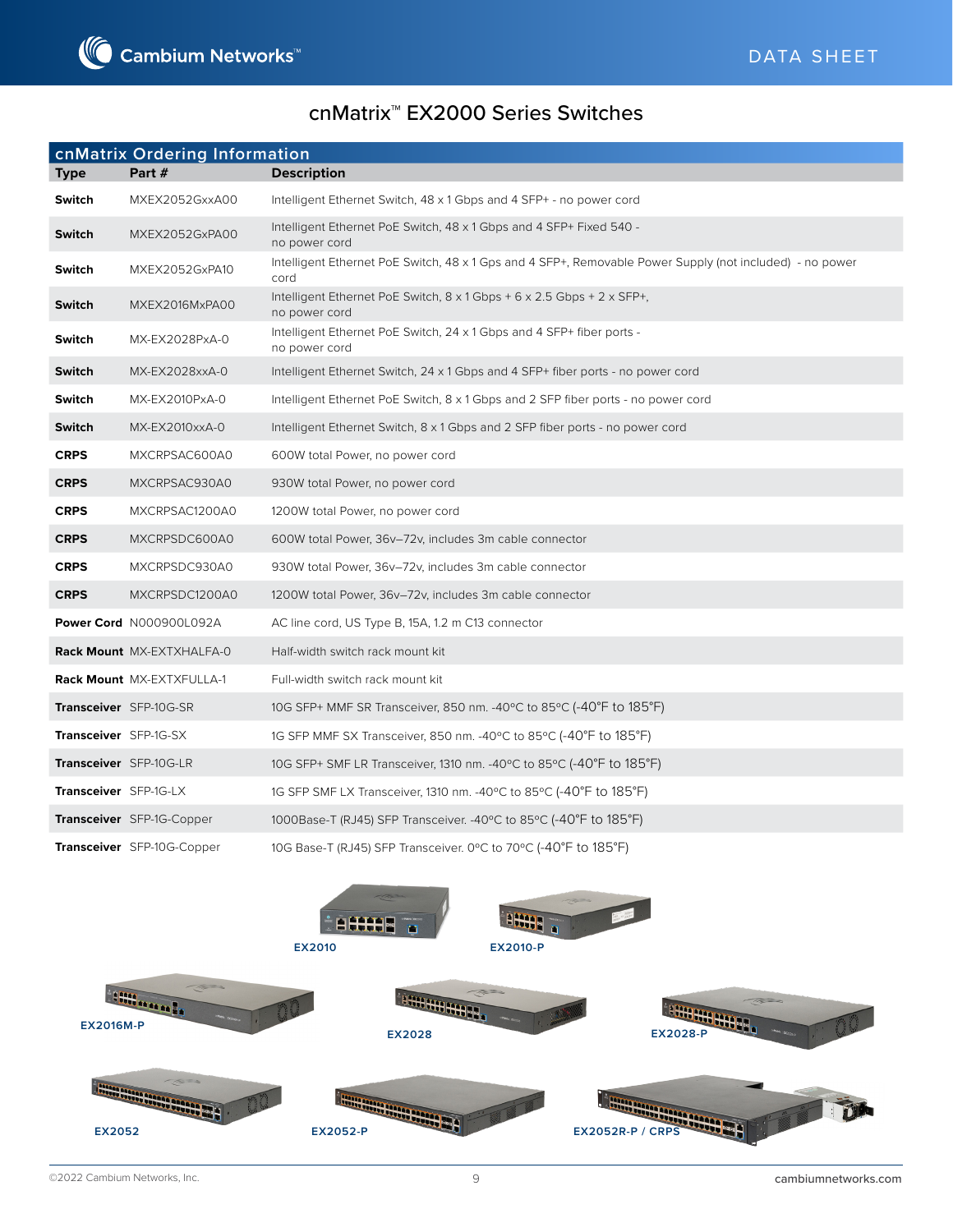# cnMatrix™ EX2000 Series Switches

## cnMatrix Ordering Information

| Type | Part # | Description |
|---|---|---|
| **Switch** | MXEX2052GxxA00 | Intelligent Ethernet Switch, 48 x 1 Gbps and 4 SFP+ - no power cord |
| **Switch** | MXEX2052GxPA00 | Intelligent Ethernet PoE Switch, 48 x 1 Gbps and 4 SFP+ Fixed 540 - no power cord |
| **Switch** | MXEX2052GxPA10 | Intelligent Ethernet PoE Switch, 48 x 1 Gps and 4 SFP+, Removable Power Supply (not included) - no power cord |
| **Switch** | MXEX2016MxPA00 | Intelligent Ethernet PoE Switch, 8 x 1 Gbps + 6 x 2.5 Gbps + 2 x SFP+, no power cord |
| **Switch** | MX-EX2028PxA-0 | Intelligent Ethernet PoE Switch, 24 x 1 Gbps and 4 SFP+ fiber ports - no power cord |
| **Switch** | MX-EX2028xxA-0 | Intelligent Ethernet Switch, 24 x 1 Gbps and 4 SFP+ fiber ports - no power cord |
| **Switch** | MX-EX2010PxA-0 | Intelligent Ethernet PoE Switch, 8 x 1 Gbps and 2 SFP fiber ports - no power cord |
| **Switch** | MX-EX2010xxA-0 | Intelligent Ethernet Switch, 8 x 1 Gbps and 2 SFP fiber ports - no power cord |
| **CRPS** | MXCRPSAC600A0 | 600W total Power, no power cord |
| **CRPS** | MXCRPSAC930A0 | 930W total Power, no power cord |
| **CRPS** | MXCRPSAC1200A0 | 1200W total Power, no power cord |
| **CRPS** | MXCRPSDC600A0 | 600W total Power, 36v–72v, includes 3m cable connector |
| **CRPS** | MXCRPSDC930A0 | 930W total Power, 36v–72v, includes 3m cable connector |
| **CRPS** | MXCRPSDC1200A0 | 1200W total Power, 36v–72v, includes 3m cable connector |
| **Power Cord** | N000900L092A | AC line cord, US Type B, 15A, 1.2 m C13 connector |
| **Rack Mount** | MX-EXTXHALFA-0 | Half-width switch rack mount kit |
| **Rack Mount** | MX-EXTXFULLA-1 | Full-width switch rack mount kit |
| **Transceiver** | SFP-10G-SR | 10G SFP+ MMF SR Transceiver, 850 nm. -40°C to 85°C (-40°F to 185°F) |
| **Transceiver** | SFP-1G-SX | 1G SFP MMF SX Transceiver, 850 nm. -40°C to 85°C (-40°F to 185°F) |
| **Transceiver** | SFP-10G-LR | 10G SFP+ SMF LR Transceiver, 1310 nm. -40°C to 85°C (-40°F to 185°F) |
| **Transceiver** | SFP-1G-LX | 1G SFP SMF LX Transceiver, 1310 nm. -40°C to 85°C (-40°F to 185°F) |
| **Transceiver** | SFP-1G-Copper | 1000Base-T (RJ45) SFP Transceiver. -40°C to 85°C (-40°F to 185°F) |
| **Transceiver** | SFP-10G-Copper | 10G Base-T (RJ45) SFP Transceiver. 0°C to 70°C (-40°F to 185°F) |

EX2010

EX2010-P

EX2016M-P

EX2028

EX2028-P

EX2052

EX2052-P

EX2052R-P / CRPS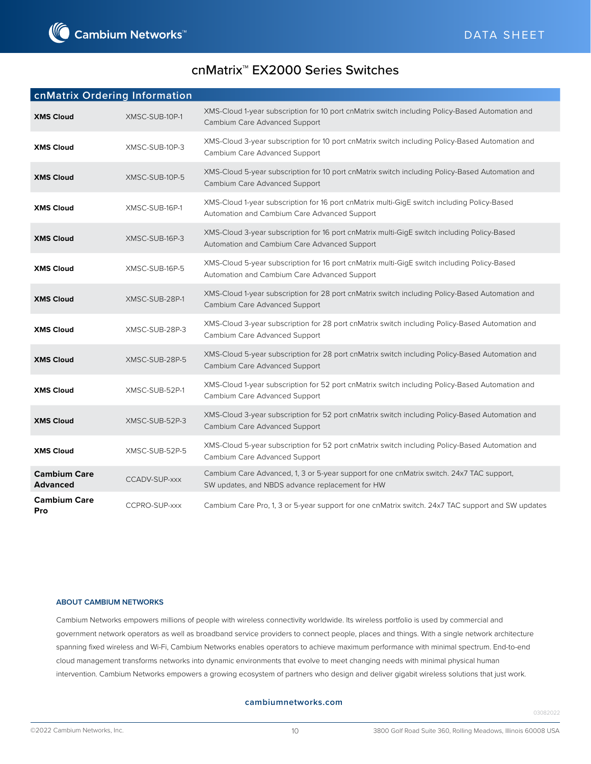# cnMatrix™ EX2000 Series Switches

## cnMatrix Ordering Information

| | | |
|---|---|---|
| **XMS Cloud** | XMSC-SUB-10P-1 | XMS-Cloud 1-year subscription for 10 port cnMatrix switch including Policy-Based Automation and Cambium Care Advanced Support |
| **XMS Cloud** | XMSC-SUB-10P-3 | XMS-Cloud 3-year subscription for 10 port cnMatrix switch including Policy-Based Automation and Cambium Care Advanced Support |
| **XMS Cloud** | XMSC-SUB-10P-5 | XMS-Cloud 5-year subscription for 10 port cnMatrix switch including Policy-Based Automation and Cambium Care Advanced Support |
| **XMS Cloud** | XMSC-SUB-16P-1 | XMS-Cloud 1-year subscription for 16 port cnMatrix multi-GigE switch including Policy-Based Automation and Cambium Care Advanced Support |
| **XMS Cloud** | XMSC-SUB-16P-3 | XMS-Cloud 3-year subscription for 16 port cnMatrix multi-GigE switch including Policy-Based Automation and Cambium Care Advanced Support |
| **XMS Cloud** | XMSC-SUB-16P-5 | XMS-Cloud 5-year subscription for 16 port cnMatrix multi-GigE switch including Policy-Based Automation and Cambium Care Advanced Support |
| **XMS Cloud** | XMSC-SUB-28P-1 | XMS-Cloud 1-year subscription for 28 port cnMatrix switch including Policy-Based Automation and Cambium Care Advanced Support |
| **XMS Cloud** | XMSC-SUB-28P-3 | XMS-Cloud 3-year subscription for 28 port cnMatrix switch including Policy-Based Automation and Cambium Care Advanced Support |
| **XMS Cloud** | XMSC-SUB-28P-5 | XMS-Cloud 5-year subscription for 28 port cnMatrix switch including Policy-Based Automation and Cambium Care Advanced Support |
| **XMS Cloud** | XMSC-SUB-52P-1 | XMS-Cloud 1-year subscription for 52 port cnMatrix switch including Policy-Based Automation and Cambium Care Advanced Support |
| **XMS Cloud** | XMSC-SUB-52P-3 | XMS-Cloud 3-year subscription for 52 port cnMatrix switch including Policy-Based Automation and Cambium Care Advanced Support |
| **XMS Cloud** | XMSC-SUB-52P-5 | XMS-Cloud 5-year subscription for 52 port cnMatrix switch including Policy-Based Automation and Cambium Care Advanced Support |
| **Cambium Care Advanced** | CCADV-SUP-xxx | Cambium Care Advanced, 1, 3 or 5-year support for one cnMatrix switch. 24x7 TAC support, SW updates, and NBDS advance replacement for HW |
| **Cambium Care Pro** | CCPRO-SUP-xxx | Cambium Care Pro, 1, 3 or 5-year support for one cnMatrix switch. 24x7 TAC support and SW updates |

### ABOUT CAMBIUM NETWORKS

Cambium Networks empowers millions of people with wireless connectivity worldwide. Its wireless portfolio is used by commercial and government network operators as well as broadband service providers to connect people, places and things. With a single network architecture spanning fixed wireless and Wi-Fi, Cambium Networks enables operators to achieve maximum performance with minimal spectrum. End-to-end cloud management transforms networks into dynamic environments that evolve to meet changing needs with minimal physical human intervention. Cambium Networks empowers a growing ecosystem of partners who design and deliver gigabit wireless solutions that just work.

**cambiumnetworks.com**

03082022

©2022 Cambium Networks, Inc.

3800 Golf Road Suite 360, Rolling Meadows, Illinois 60008 USA